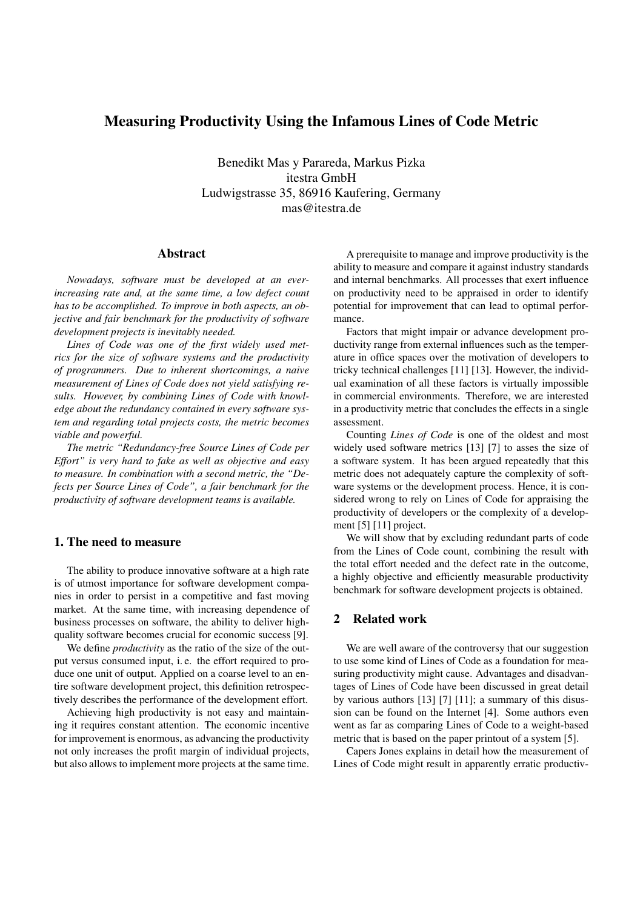# Measuring Productivity Using the Infamous Lines of Code Metric

Benedikt Mas y Parareda, Markus Pizka
itestra GmbH
Ludwigstrasse 35, 86916 Kaufering, Germany
mas@itestra.de

## Abstract

*Nowadays, software must be developed at an ever-increasing rate and, at the same time, a low defect count has to be accomplished. To improve in both aspects, an objective and fair benchmark for the productivity of software development projects is inevitably needed.*

*Lines of Code was one of the first widely used metrics for the size of software systems and the productivity of programmers. Due to inherent shortcomings, a naive measurement of Lines of Code does not yield satisfying results. However, by combining Lines of Code with knowledge about the redundancy contained in every software system and regarding total projects costs, the metric becomes viable and powerful.*

*The metric "Redundancy-free Source Lines of Code per Effort" is very hard to fake as well as objective and easy to measure. In combination with a second metric, the "Defects per Source Lines of Code", a fair benchmark for the productivity of software development teams is available.*

## 1. The need to measure

The ability to produce innovative software at a high rate is of utmost importance for software development companies in order to persist in a competitive and fast moving market. At the same time, with increasing dependence of business processes on software, the ability to deliver high-quality software becomes crucial for economic success [9].

We define *productivity* as the ratio of the size of the output versus consumed input, i. e. the effort required to produce one unit of output. Applied on a coarse level to an entire software development project, this definition retrospectively describes the performance of the development effort.

Achieving high productivity is not easy and maintaining it requires constant attention. The economic incentive for improvement is enormous, as advancing the productivity not only increases the profit margin of individual projects, but also allows to implement more projects at the same time.

A prerequisite to manage and improve productivity is the ability to measure and compare it against industry standards and internal benchmarks. All processes that exert influence on productivity need to be appraised in order to identify potential for improvement that can lead to optimal performance.

Factors that might impair or advance development productivity range from external influences such as the temperature in office spaces over the motivation of developers to tricky technical challenges [11] [13]. However, the individual examination of all these factors is virtually impossible in commercial environments. Therefore, we are interested in a productivity metric that concludes the effects in a single assessment.

Counting *Lines of Code* is one of the oldest and most widely used software metrics [13] [7] to asses the size of a software system. It has been argued repeatedly that this metric does not adequately capture the complexity of software systems or the development process. Hence, it is considered wrong to rely on Lines of Code for appraising the productivity of developers or the complexity of a development [5] [11] project.

We will show that by excluding redundant parts of code from the Lines of Code count, combining the result with the total effort needed and the defect rate in the outcome, a highly objective and efficiently measurable productivity benchmark for software development projects is obtained.

## 2 Related work

We are well aware of the controversy that our suggestion to use some kind of Lines of Code as a foundation for measuring productivity might cause. Advantages and disadvantages of Lines of Code have been discussed in great detail by various authors [13] [7] [11]; a summary of this disussion can be found on the Internet [4]. Some authors even went as far as comparing Lines of Code to a weight-based metric that is based on the paper printout of a system [5].

Capers Jones explains in detail how the measurement of Lines of Code might result in apparently erratic productiv-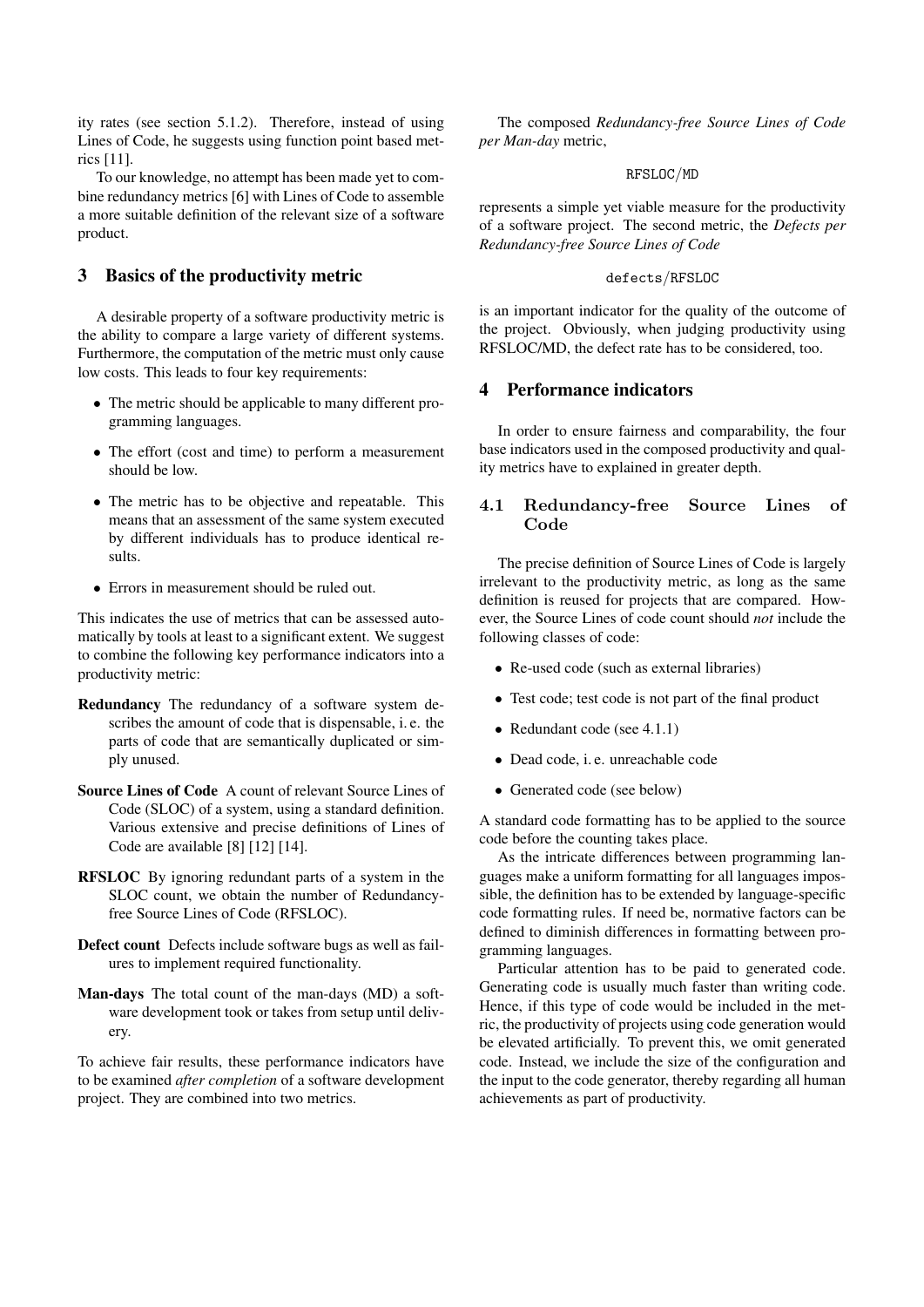ity rates (see section 5.1.2). Therefore, instead of using Lines of Code, he suggests using function point based metrics [11].

To our knowledge, no attempt has been made yet to combine redundancy metrics [6] with Lines of Code to assemble a more suitable definition of the relevant size of a software product.

## 3 Basics of the productivity metric

A desirable property of a software productivity metric is the ability to compare a large variety of different systems. Furthermore, the computation of the metric must only cause low costs. This leads to four key requirements:

- The metric should be applicable to many different programming languages.
- The effort (cost and time) to perform a measurement should be low.
- The metric has to be objective and repeatable. This means that an assessment of the same system executed by different individuals has to produce identical results.
- Errors in measurement should be ruled out.

This indicates the use of metrics that can be assessed automatically by tools at least to a significant extent. We suggest to combine the following key performance indicators into a productivity metric:

**Redundancy** The redundancy of a software system describes the amount of code that is dispensable, i. e. the parts of code that are semantically duplicated or simply unused.

**Source Lines of Code** A count of relevant Source Lines of Code (SLOC) of a system, using a standard definition. Various extensive and precise definitions of Lines of Code are available [8] [12] [14].

**RFSLOC** By ignoring redundant parts of a system in the SLOC count, we obtain the number of Redundancy-free Source Lines of Code (RFSLOC).

**Defect count** Defects include software bugs as well as failures to implement required functionality.

**Man-days** The total count of the man-days (MD) a software development took or takes from setup until delivery.

To achieve fair results, these performance indicators have to be examined *after completion* of a software development project. They are combined into two metrics.

The composed *Redundancy-free Source Lines of Code per Man-day* metric,

$$\texttt{RFSLOC}/\texttt{MD}$$

represents a simple yet viable measure for the productivity of a software project. The second metric, the *Defects per Redundancy-free Source Lines of Code*

$$\texttt{defects}/\texttt{RFSLOC}$$

is an important indicator for the quality of the outcome of the project. Obviously, when judging productivity using RFSLOC/MD, the defect rate has to be considered, too.

## 4 Performance indicators

In order to ensure fairness and comparability, the four base indicators used in the composed productivity and quality metrics have to explained in greater depth.

### 4.1 Redundancy-free Source Lines of Code

The precise definition of Source Lines of Code is largely irrelevant to the productivity metric, as long as the same definition is reused for projects that are compared. However, the Source Lines of code count should *not* include the following classes of code:

- Re-used code (such as external libraries)
- Test code; test code is not part of the final product
- Redundant code (see 4.1.1)
- Dead code, i. e. unreachable code
- Generated code (see below)

A standard code formatting has to be applied to the source code before the counting takes place.

As the intricate differences between programming languages make a uniform formatting for all languages impossible, the definition has to be extended by language-specific code formatting rules. If need be, normative factors can be defined to diminish differences in formatting between programming languages.

Particular attention has to be paid to generated code. Generating code is usually much faster than writing code. Hence, if this type of code would be included in the metric, the productivity of projects using code generation would be elevated artificially. To prevent this, we omit generated code. Instead, we include the size of the configuration and the input to the code generator, thereby regarding all human achievements as part of productivity.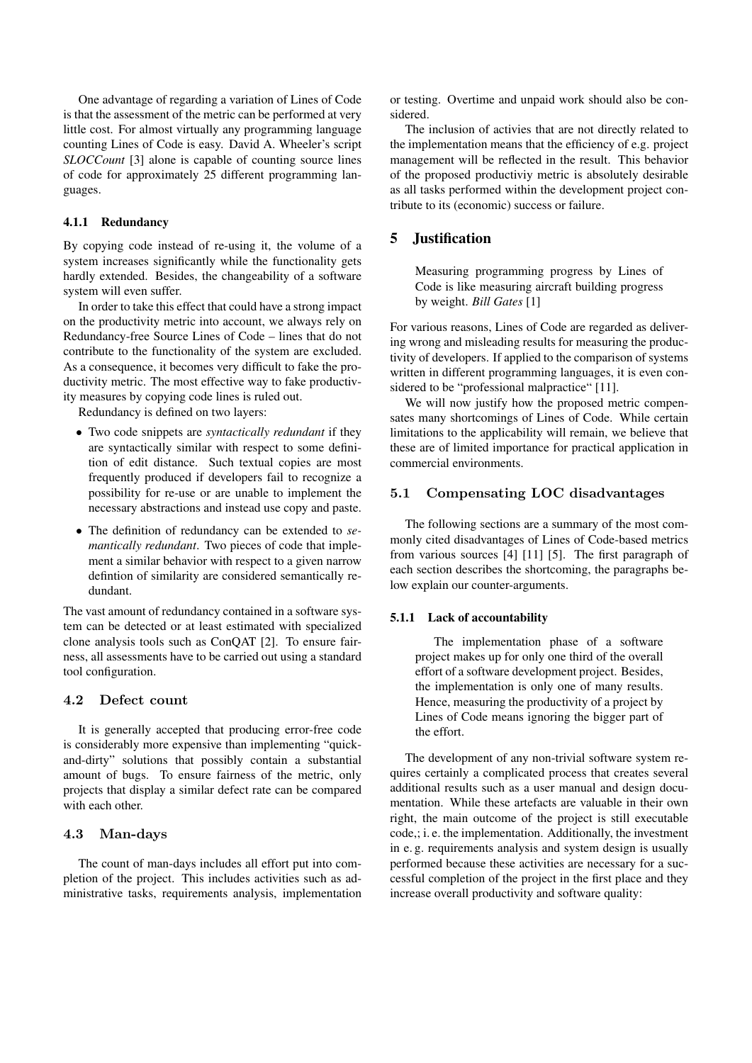One advantage of regarding a variation of Lines of Code is that the assessment of the metric can be performed at very little cost. For almost virtually any programming language counting Lines of Code is easy. David A. Wheeler's script *SLOCCount* [3] alone is capable of counting source lines of code for approximately 25 different programming languages.

#### 4.1.1 Redundancy

By copying code instead of re-using it, the volume of a system increases significantly while the functionality gets hardly extended. Besides, the changeability of a software system will even suffer.

In order to take this effect that could have a strong impact on the productivity metric into account, we always rely on Redundancy-free Source Lines of Code – lines that do not contribute to the functionality of the system are excluded. As a consequence, it becomes very difficult to fake the productivity metric. The most effective way to fake productivity measures by copying code lines is ruled out.

Redundancy is defined on two layers:

- Two code snippets are *syntactically redundant* if they are syntactically similar with respect to some definition of edit distance. Such textual copies are most frequently produced if developers fail to recognize a possibility for re-use or are unable to implement the necessary abstractions and instead use copy and paste.
- The definition of redundancy can be extended to *semantically redundant*. Two pieces of code that implement a similar behavior with respect to a given narrow defintion of similarity are considered semantically redundant.

The vast amount of redundancy contained in a software system can be detected or at least estimated with specialized clone analysis tools such as ConQAT [2]. To ensure fairness, all assessments have to be carried out using a standard tool configuration.

### 4.2 Defect count

It is generally accepted that producing error-free code is considerably more expensive than implementing "quick-and-dirty" solutions that possibly contain a substantial amount of bugs. To ensure fairness of the metric, only projects that display a similar defect rate can be compared with each other.

### 4.3 Man-days

The count of man-days includes all effort put into completion of the project. This includes activities such as administrative tasks, requirements analysis, implementation or testing. Overtime and unpaid work should also be considered.

The inclusion of activies that are not directly related to the implementation means that the efficiency of e.g. project management will be reflected in the result. This behavior of the proposed productiviy metric is absolutely desirable as all tasks performed within the development project contribute to its (economic) success or failure.

## 5 Justification

> Measuring programming progress by Lines of Code is like measuring aircraft building progress by weight. *Bill Gates* [1]

For various reasons, Lines of Code are regarded as delivering wrong and misleading results for measuring the productivity of developers. If applied to the comparison of systems written in different programming languages, it is even considered to be "professional malpractice" [11].

We will now justify how the proposed metric compensates many shortcomings of Lines of Code. While certain limitations to the applicability will remain, we believe that these are of limited importance for practical application in commercial environments.

### 5.1 Compensating LOC disadvantages

The following sections are a summary of the most commonly cited disadvantages of Lines of Code-based metrics from various sources [4] [11] [5]. The first paragraph of each section describes the shortcoming, the paragraphs below explain our counter-arguments.

#### 5.1.1 Lack of accountability

> The implementation phase of a software project makes up for only one third of the overall effort of a software development project. Besides, the implementation is only one of many results. Hence, measuring the productivity of a project by Lines of Code means ignoring the bigger part of the effort.

The development of any non-trivial software system requires certainly a complicated process that creates several additional results such as a user manual and design documentation. While these artefacts are valuable in their own right, the main outcome of the project is still executable code,; i. e. the implementation. Additionally, the investment in e. g. requirements analysis and system design is usually performed because these activities are necessary for a successful completion of the project in the first place and they increase overall productivity and software quality: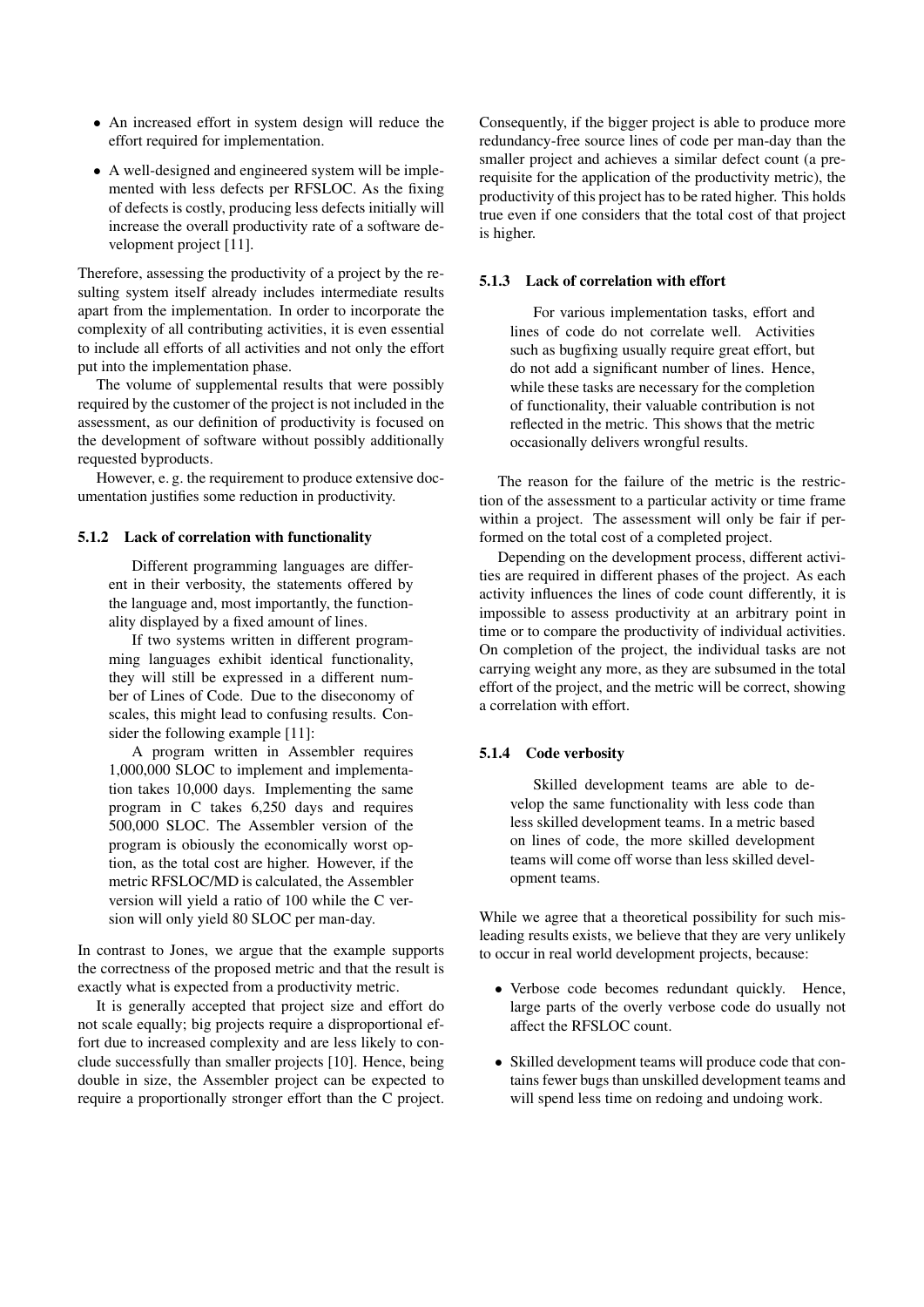- An increased effort in system design will reduce the effort required for implementation.
- A well-designed and engineered system will be implemented with less defects per RFSLOC. As the fixing of defects is costly, producing less defects initially will increase the overall productivity rate of a software development project [11].

Therefore, assessing the productivity of a project by the resulting system itself already includes intermediate results apart from the implementation. In order to incorporate the complexity of all contributing activities, it is even essential to include all efforts of all activities and not only the effort put into the implementation phase.

The volume of supplemental results that were possibly required by the customer of the project is not included in the assessment, as our definition of productivity is focused on the development of software without possibly additionally requested byproducts.

However, e. g. the requirement to produce extensive documentation justifies some reduction in productivity.

#### 5.1.2 Lack of correlation with functionality

> Different programming languages are different in their verbosity, the statements offered by the language and, most importantly, the functionality displayed by a fixed amount of lines.
>
> If two systems written in different programming languages exhibit identical functionality, they will still be expressed in a different number of Lines of Code. Due to the diseconomy of scales, this might lead to confusing results. Consider the following example [11]:
>
> A program written in Assembler requires 1,000,000 SLOC to implement and implementation takes 10,000 days. Implementing the same program in C takes 6,250 days and requires 500,000 SLOC. The Assembler version of the program is obiously the economically worst option, as the total cost are higher. However, if the metric RFSLOC/MD is calculated, the Assembler version will yield a ratio of 100 while the C version will only yield 80 SLOC per man-day.

In contrast to Jones, we argue that the example supports the correctness of the proposed metric and that the result is exactly what is expected from a productivity metric.

It is generally accepted that project size and effort do not scale equally; big projects require a disproportional effort due to increased complexity and are less likely to conclude successfully than smaller projects [10]. Hence, being double in size, the Assembler project can be expected to require a proportionally stronger effort than the C project. Consequently, if the bigger project is able to produce more redundancy-free source lines of code per man-day than the smaller project and achieves a similar defect count (a prerequisite for the application of the productivity metric), the productivity of this project has to be rated higher. This holds true even if one considers that the total cost of that project is higher.

#### 5.1.3 Lack of correlation with effort

> For various implementation tasks, effort and lines of code do not correlate well. Activities such as bugfixing usually require great effort, but do not add a significant number of lines. Hence, while these tasks are necessary for the completion of functionality, their valuable contribution is not reflected in the metric. This shows that the metric occasionally delivers wrongful results.

The reason for the failure of the metric is the restriction of the assessment to a particular activity or time frame within a project. The assessment will only be fair if performed on the total cost of a completed project.

Depending on the development process, different activities are required in different phases of the project. As each activity influences the lines of code count differently, it is impossible to assess productivity at an arbitrary point in time or to compare the productivity of individual activities. On completion of the project, the individual tasks are not carrying weight any more, as they are subsumed in the total effort of the project, and the metric will be correct, showing a correlation with effort.

#### 5.1.4 Code verbosity

> Skilled development teams are able to develop the same functionality with less code than less skilled development teams. In a metric based on lines of code, the more skilled development teams will come off worse than less skilled development teams.

While we agree that a theoretical possibility for such misleading results exists, we believe that they are very unlikely to occur in real world development projects, because:

- Verbose code becomes redundant quickly. Hence, large parts of the overly verbose code do usually not affect the RFSLOC count.
- Skilled development teams will produce code that contains fewer bugs than unskilled development teams and will spend less time on redoing and undoing work.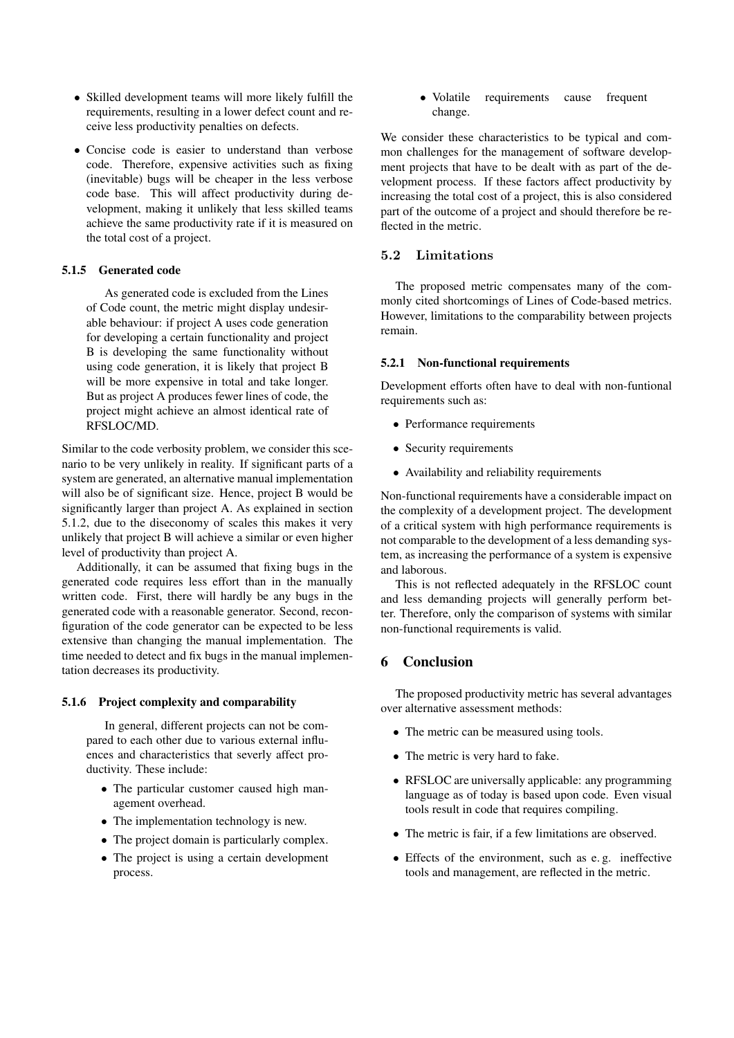- Skilled development teams will more likely fulfill the requirements, resulting in a lower defect count and receive less productivity penalties on defects.
- Concise code is easier to understand than verbose code. Therefore, expensive activities such as fixing (inevitable) bugs will be cheaper in the less verbose code base. This will affect productivity during development, making it unlikely that less skilled teams achieve the same productivity rate if it is measured on the total cost of a project.

#### 5.1.5 Generated code

As generated code is excluded from the Lines of Code count, the metric might display undesirable behaviour: if project A uses code generation for developing a certain functionality and project B is developing the same functionality without using code generation, it is likely that project B will be more expensive in total and take longer. But as project A produces fewer lines of code, the project might achieve an almost identical rate of RFSLOC/MD.

Similar to the code verbosity problem, we consider this scenario to be very unlikely in reality. If significant parts of a system are generated, an alternative manual implementation will also be of significant size. Hence, project B would be significantly larger than project A. As explained in section 5.1.2, due to the diseconomy of scales this makes it very unlikely that project B will achieve a similar or even higher level of productivity than project A.

Additionally, it can be assumed that fixing bugs in the generated code requires less effort than in the manually written code. First, there will hardly be any bugs in the generated code with a reasonable generator. Second, reconfiguration of the code generator can be expected to be less extensive than changing the manual implementation. The time needed to detect and fix bugs in the manual implementation decreases its productivity.

#### 5.1.6 Project complexity and comparability

In general, different projects can not be compared to each other due to various external influences and characteristics that severly affect productivity. These include:

- The particular customer caused high management overhead.
- The implementation technology is new.
- The project domain is particularly complex.
- The project is using a certain development process.
- Volatile requirements cause frequent change.

We consider these characteristics to be typical and common challenges for the management of software development projects that have to be dealt with as part of the development process. If these factors affect productivity by increasing the total cost of a project, this is also considered part of the outcome of a project and should therefore be reflected in the metric.

### 5.2 Limitations

The proposed metric compensates many of the commonly cited shortcomings of Lines of Code-based metrics. However, limitations to the comparability between projects remain.

#### 5.2.1 Non-functional requirements

Development efforts often have to deal with non-funtional requirements such as:

- Performance requirements
- Security requirements
- Availability and reliability requirements

Non-functional requirements have a considerable impact on the complexity of a development project. The development of a critical system with high performance requirements is not comparable to the development of a less demanding system, as increasing the performance of a system is expensive and laborous.

This is not reflected adequately in the RFSLOC count and less demanding projects will generally perform better. Therefore, only the comparison of systems with similar non-functional requirements is valid.

## 6 Conclusion

The proposed productivity metric has several advantages over alternative assessment methods:

- The metric can be measured using tools.
- The metric is very hard to fake.
- RFSLOC are universally applicable: any programming language as of today is based upon code. Even visual tools result in code that requires compiling.
- The metric is fair, if a few limitations are observed.
- Effects of the environment, such as e. g. ineffective tools and management, are reflected in the metric.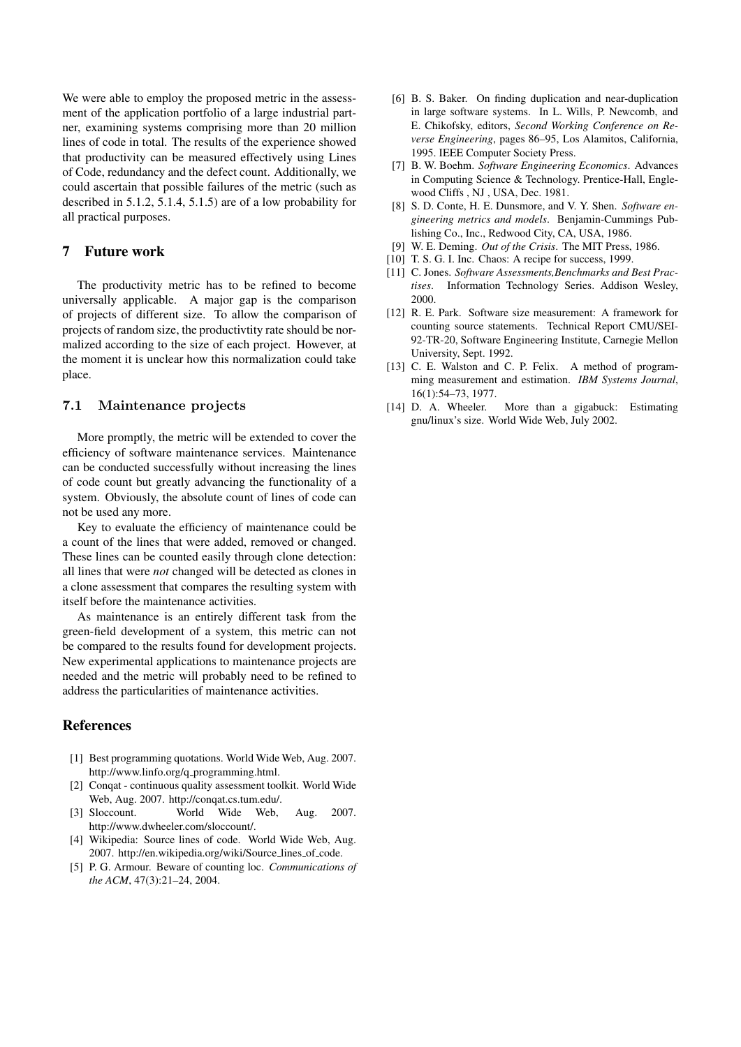We were able to employ the proposed metric in the assessment of the application portfolio of a large industrial partner, examining systems comprising more than 20 million lines of code in total. The results of the experience showed that productivity can be measured effectively using Lines of Code, redundancy and the defect count. Additionally, we could ascertain that possible failures of the metric (such as described in 5.1.2, 5.1.4, 5.1.5) are of a low probability for all practical purposes.

## 7 Future work

The productivity metric has to be refined to become universally applicable. A major gap is the comparison of projects of different size. To allow the comparison of projects of random size, the productivtity rate should be normalized according to the size of each project. However, at the moment it is unclear how this normalization could take place.

### 7.1 Maintenance projects

More promptly, the metric will be extended to cover the efficiency of software maintenance services. Maintenance can be conducted successfully without increasing the lines of code count but greatly advancing the functionality of a system. Obviously, the absolute count of lines of code can not be used any more.

Key to evaluate the efficiency of maintenance could be a count of the lines that were added, removed or changed. These lines can be counted easily through clone detection: all lines that were *not* changed will be detected as clones in a clone assessment that compares the resulting system with itself before the maintenance activities.

As maintenance is an entirely different task from the green-field development of a system, this metric can not be compared to the results found for development projects. New experimental applications to maintenance projects are needed and the metric will probably need to be refined to address the particularities of maintenance activities.

## References

[1] Best programming quotations. World Wide Web, Aug. 2007. http://www.linfo.org/q_programming.html.

[2] Conqat - continuous quality assessment toolkit. World Wide Web, Aug. 2007. http://conqat.cs.tum.edu/.

[3] Sloccount. World Wide Web, Aug. 2007. http://www.dwheeler.com/sloccount/.

[4] Wikipedia: Source lines of code. World Wide Web, Aug. 2007. http://en.wikipedia.org/wiki/Source_lines_of_code.

[5] P. G. Armour. Beware of counting loc. *Communications of the ACM*, 47(3):21–24, 2004.

[6] B. S. Baker. On finding duplication and near-duplication in large software systems. In L. Wills, P. Newcomb, and E. Chikofsky, editors, *Second Working Conference on Reverse Engineering*, pages 86–95, Los Alamitos, California, 1995. IEEE Computer Society Press.

[7] B. W. Boehm. *Software Engineering Economics*. Advances in Computing Science & Technology. Prentice-Hall, Englewood Cliffs , NJ , USA, Dec. 1981.

[8] S. D. Conte, H. E. Dunsmore, and V. Y. Shen. *Software engineering metrics and models*. Benjamin-Cummings Publishing Co., Inc., Redwood City, CA, USA, 1986.

[9] W. E. Deming. *Out of the Crisis*. The MIT Press, 1986.

[10] T. S. G. I. Inc. Chaos: A recipe for success, 1999.

[11] C. Jones. *Software Assessments,Benchmarks and Best Practises*. Information Technology Series. Addison Wesley, 2000.

[12] R. E. Park. Software size measurement: A framework for counting source statements. Technical Report CMU/SEI-92-TR-20, Software Engineering Institute, Carnegie Mellon University, Sept. 1992.

[13] C. E. Walston and C. P. Felix. A method of programming measurement and estimation. *IBM Systems Journal*, 16(1):54–73, 1977.

[14] D. A. Wheeler. More than a gigabuck: Estimating gnu/linux's size. World Wide Web, July 2002.